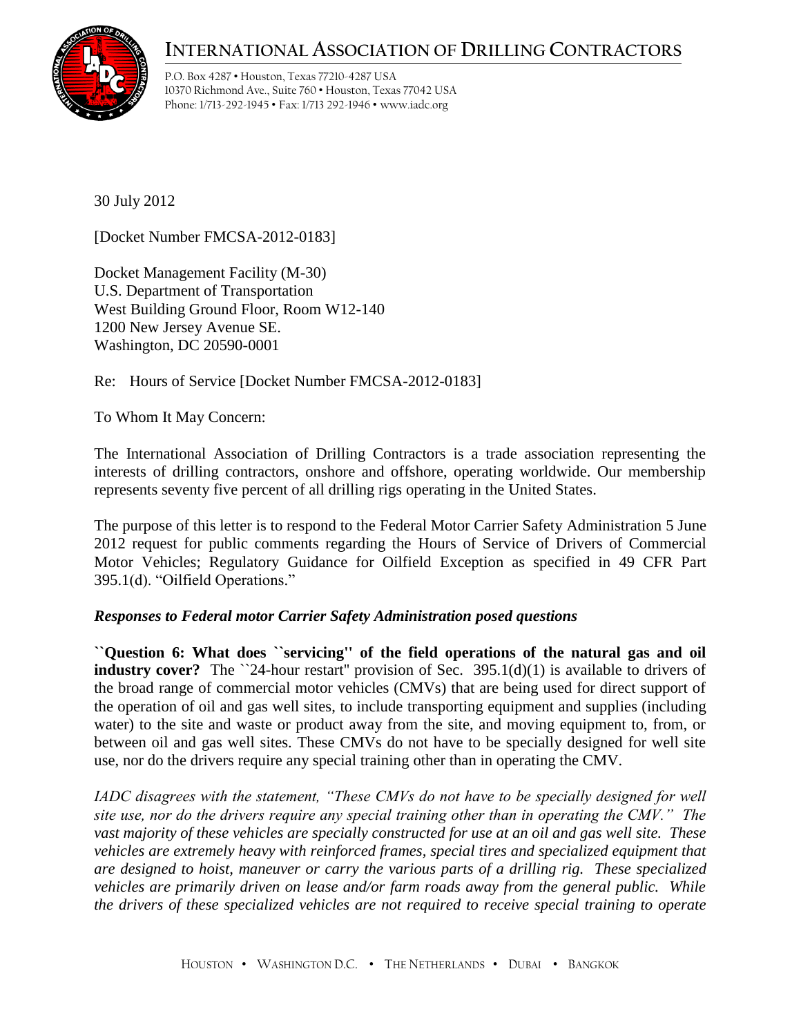# INTERNATIONAL ASSOCIATION OF DRILLING CONTRACTORS

P.O. Box 4287 • Houston, Texas 77210-4287 USA
10370 Richmond Ave., Suite 760 • Houston, Texas 77042 USA
Phone: 1/713-292-1945 • Fax: 1/713 292-1946 • www.iadc.org

30 July 2012

[Docket Number FMCSA-2012-0183]

Docket Management Facility (M-30)
U.S. Department of Transportation
West Building Ground Floor, Room W12-140
1200 New Jersey Avenue SE.
Washington, DC 20590-0001

Re: Hours of Service [Docket Number FMCSA-2012-0183]

To Whom It May Concern:

The International Association of Drilling Contractors is a trade association representing the interests of drilling contractors, onshore and offshore, operating worldwide. Our membership represents seventy five percent of all drilling rigs operating in the United States.

The purpose of this letter is to respond to the Federal Motor Carrier Safety Administration 5 June 2012 request for public comments regarding the Hours of Service of Drivers of Commercial Motor Vehicles; Regulatory Guidance for Oilfield Exception as specified in 49 CFR Part 395.1(d). "Oilfield Operations."

***Responses to Federal motor Carrier Safety Administration posed questions***

**``Question 6: What does ``servicing'' of the field operations of the natural gas and oil industry cover?** The ``24-hour restart'' provision of Sec. 395.1(d)(1) is available to drivers of the broad range of commercial motor vehicles (CMVs) that are being used for direct support of the operation of oil and gas well sites, to include transporting equipment and supplies (including water) to the site and waste or product away from the site, and moving equipment to, from, or between oil and gas well sites. These CMVs do not have to be specially designed for well site use, nor do the drivers require any special training other than in operating the CMV.

*IADC disagrees with the statement, "These CMVs do not have to be specially designed for well site use, nor do the drivers require any special training other than in operating the CMV." The vast majority of these vehicles are specially constructed for use at an oil and gas well site. These vehicles are extremely heavy with reinforced frames, special tires and specialized equipment that are designed to hoist, maneuver or carry the various parts of a drilling rig. These specialized vehicles are primarily driven on lease and/or farm roads away from the general public. While the drivers of these specialized vehicles are not required to receive special training to operate*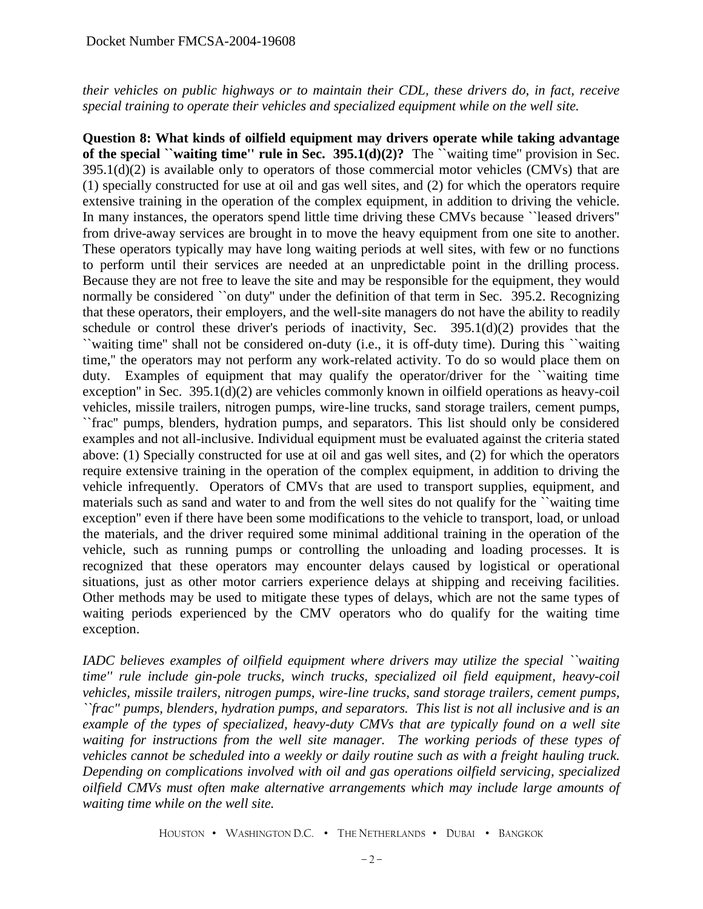*their vehicles on public highways or to maintain their CDL, these drivers do, in fact, receive special training to operate their vehicles and specialized equipment while on the well site.*

**Question 8: What kinds of oilfield equipment may drivers operate while taking advantage of the special ``waiting time'' rule in Sec. 395.1(d)(2)?** The ``waiting time'' provision in Sec. 395.1(d)(2) is available only to operators of those commercial motor vehicles (CMVs) that are (1) specially constructed for use at oil and gas well sites, and (2) for which the operators require extensive training in the operation of the complex equipment, in addition to driving the vehicle. In many instances, the operators spend little time driving these CMVs because ``leased drivers'' from drive-away services are brought in to move the heavy equipment from one site to another. These operators typically may have long waiting periods at well sites, with few or no functions to perform until their services are needed at an unpredictable point in the drilling process. Because they are not free to leave the site and may be responsible for the equipment, they would normally be considered ``on duty'' under the definition of that term in Sec. 395.2. Recognizing that these operators, their employers, and the well-site managers do not have the ability to readily schedule or control these driver's periods of inactivity, Sec. 395.1(d)(2) provides that the ``waiting time'' shall not be considered on-duty (i.e., it is off-duty time). During this ``waiting time,'' the operators may not perform any work-related activity. To do so would place them on duty. Examples of equipment that may qualify the operator/driver for the ``waiting time exception'' in Sec. 395.1(d)(2) are vehicles commonly known in oilfield operations as heavy-coil vehicles, missile trailers, nitrogen pumps, wire-line trucks, sand storage trailers, cement pumps, ``frac'' pumps, blenders, hydration pumps, and separators. This list should only be considered examples and not all-inclusive. Individual equipment must be evaluated against the criteria stated above: (1) Specially constructed for use at oil and gas well sites, and (2) for which the operators require extensive training in the operation of the complex equipment, in addition to driving the vehicle infrequently. Operators of CMVs that are used to transport supplies, equipment, and materials such as sand and water to and from the well sites do not qualify for the ``waiting time exception'' even if there have been some modifications to the vehicle to transport, load, or unload the materials, and the driver required some minimal additional training in the operation of the vehicle, such as running pumps or controlling the unloading and loading processes. It is recognized that these operators may encounter delays caused by logistical or operational situations, just as other motor carriers experience delays at shipping and receiving facilities. Other methods may be used to mitigate these types of delays, which are not the same types of waiting periods experienced by the CMV operators who do qualify for the waiting time exception.

*IADC believes examples of oilfield equipment where drivers may utilize the special ``waiting time'' rule include gin-pole trucks, winch trucks, specialized oil field equipment, heavy-coil vehicles, missile trailers, nitrogen pumps, wire-line trucks, sand storage trailers, cement pumps, ``frac'' pumps, blenders, hydration pumps, and separators. This list is not all inclusive and is an example of the types of specialized, heavy-duty CMVs that are typically found on a well site waiting for instructions from the well site manager. The working periods of these types of vehicles cannot be scheduled into a weekly or daily routine such as with a freight hauling truck. Depending on complications involved with oil and gas operations oilfield servicing, specialized oilfield CMVs must often make alternative arrangements which may include large amounts of waiting time while on the well site.*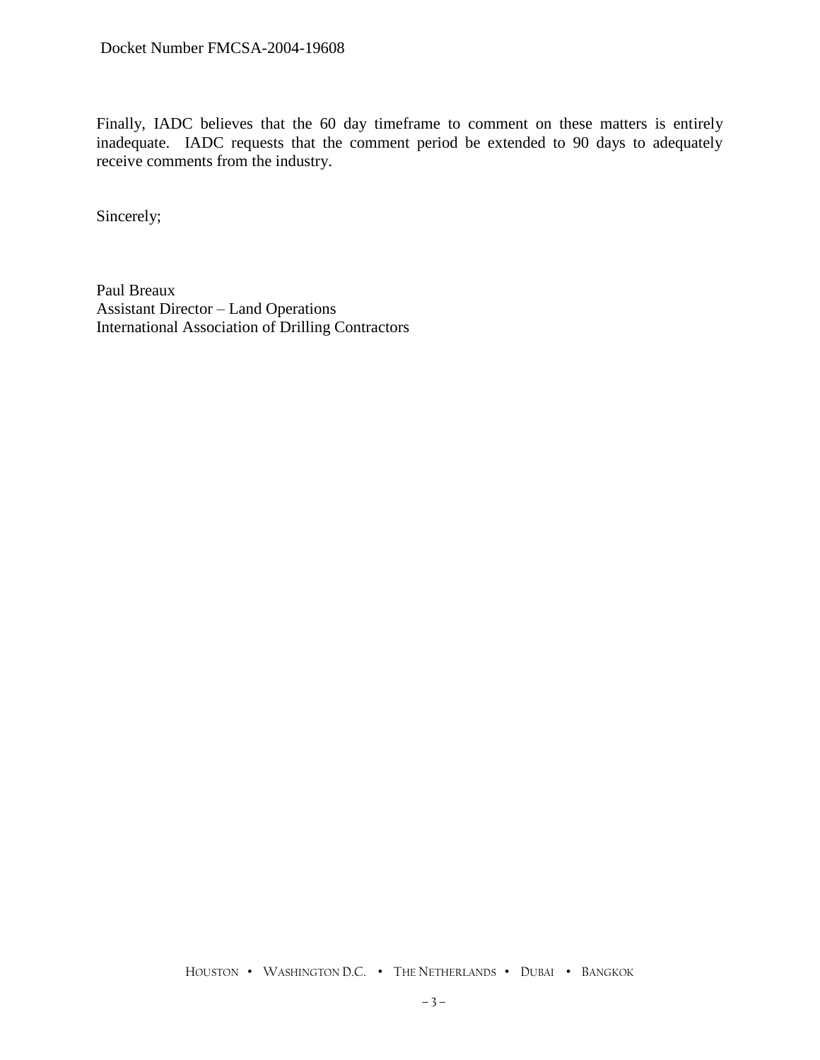Finally, IADC believes that the 60 day timeframe to comment on these matters is entirely inadequate. IADC requests that the comment period be extended to 90 days to adequately receive comments from the industry.

Sincerely;

Paul Breaux
Assistant Director – Land Operations
International Association of Drilling Contractors